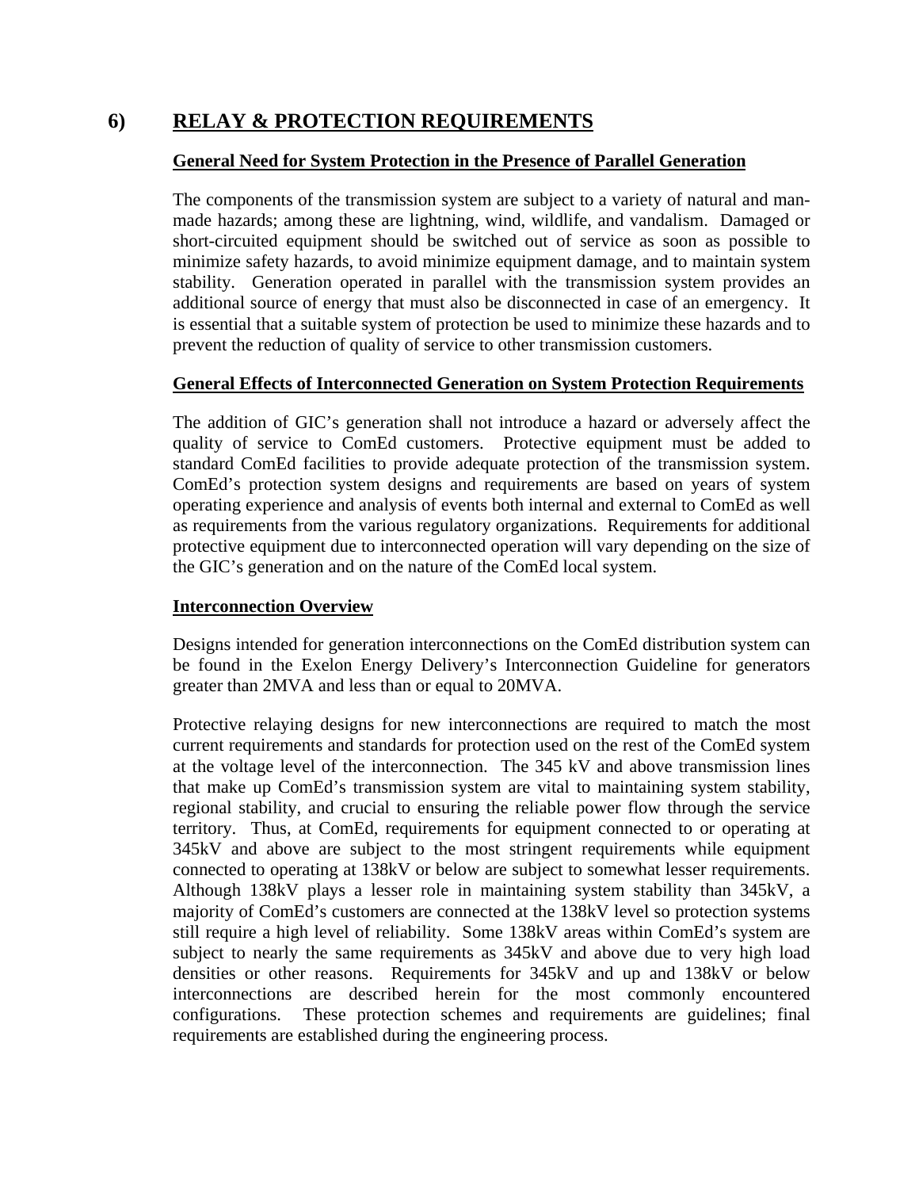# 6) RELAY & PROTECTION REQUIREMENTS

**General Need for System Protection in the Presence of Parallel Generation**

The components of the transmission system are subject to a variety of natural and man-made hazards; among these are lightning, wind, wildlife, and vandalism. Damaged or short-circuited equipment should be switched out of service as soon as possible to minimize safety hazards, to avoid minimize equipment damage, and to maintain system stability. Generation operated in parallel with the transmission system provides an additional source of energy that must also be disconnected in case of an emergency. It is essential that a suitable system of protection be used to minimize these hazards and to prevent the reduction of quality of service to other transmission customers.

**General Effects of Interconnected Generation on System Protection Requirements**

The addition of GIC's generation shall not introduce a hazard or adversely affect the quality of service to ComEd customers. Protective equipment must be added to standard ComEd facilities to provide adequate protection of the transmission system. ComEd's protection system designs and requirements are based on years of system operating experience and analysis of events both internal and external to ComEd as well as requirements from the various regulatory organizations. Requirements for additional protective equipment due to interconnected operation will vary depending on the size of the GIC's generation and on the nature of the ComEd local system.

**Interconnection Overview**

Designs intended for generation interconnections on the ComEd distribution system can be found in the Exelon Energy Delivery's Interconnection Guideline for generators greater than 2MVA and less than or equal to 20MVA.

Protective relaying designs for new interconnections are required to match the most current requirements and standards for protection used on the rest of the ComEd system at the voltage level of the interconnection. The 345 kV and above transmission lines that make up ComEd's transmission system are vital to maintaining system stability, regional stability, and crucial to ensuring the reliable power flow through the service territory. Thus, at ComEd, requirements for equipment connected to or operating at 345kV and above are subject to the most stringent requirements while equipment connected to operating at 138kV or below are subject to somewhat lesser requirements. Although 138kV plays a lesser role in maintaining system stability than 345kV, a majority of ComEd's customers are connected at the 138kV level so protection systems still require a high level of reliability. Some 138kV areas within ComEd's system are subject to nearly the same requirements as 345kV and above due to very high load densities or other reasons. Requirements for 345kV and up and 138kV or below interconnections are described herein for the most commonly encountered configurations. These protection schemes and requirements are guidelines; final requirements are established during the engineering process.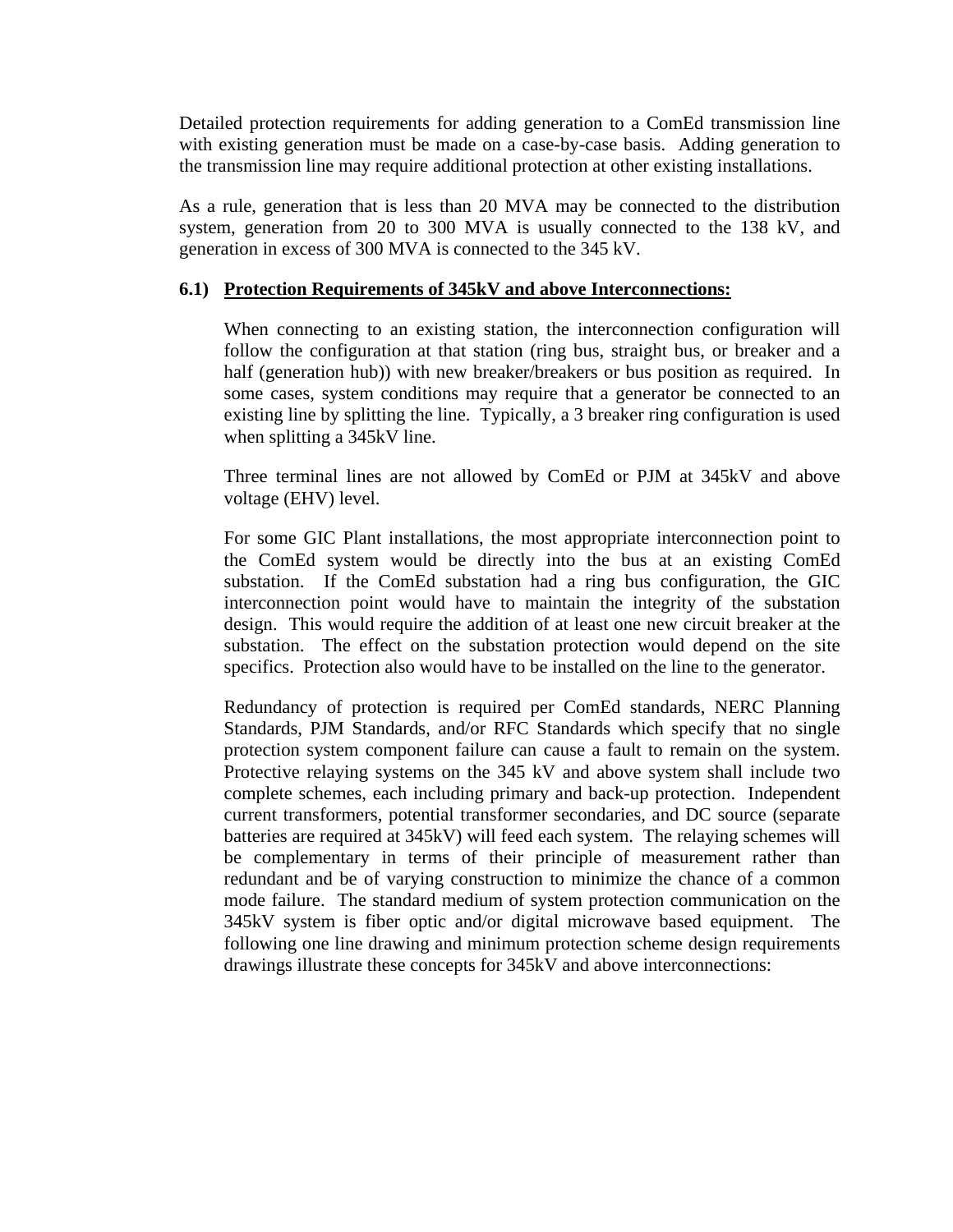Detailed protection requirements for adding generation to a ComEd transmission line with existing generation must be made on a case-by-case basis. Adding generation to the transmission line may require additional protection at other existing installations.

As a rule, generation that is less than 20 MVA may be connected to the distribution system, generation from 20 to 300 MVA is usually connected to the 138 kV, and generation in excess of 300 MVA is connected to the 345 kV.

### 6.1) Protection Requirements of 345kV and above Interconnections:

When connecting to an existing station, the interconnection configuration will follow the configuration at that station (ring bus, straight bus, or breaker and a half (generation hub)) with new breaker/breakers or bus position as required. In some cases, system conditions may require that a generator be connected to an existing line by splitting the line. Typically, a 3 breaker ring configuration is used when splitting a 345kV line.

Three terminal lines are not allowed by ComEd or PJM at 345kV and above voltage (EHV) level.

For some GIC Plant installations, the most appropriate interconnection point to the ComEd system would be directly into the bus at an existing ComEd substation. If the ComEd substation had a ring bus configuration, the GIC interconnection point would have to maintain the integrity of the substation design. This would require the addition of at least one new circuit breaker at the substation. The effect on the substation protection would depend on the site specifics. Protection also would have to be installed on the line to the generator.

Redundancy of protection is required per ComEd standards, NERC Planning Standards, PJM Standards, and/or RFC Standards which specify that no single protection system component failure can cause a fault to remain on the system. Protective relaying systems on the 345 kV and above system shall include two complete schemes, each including primary and back-up protection. Independent current transformers, potential transformer secondaries, and DC source (separate batteries are required at 345kV) will feed each system. The relaying schemes will be complementary in terms of their principle of measurement rather than redundant and be of varying construction to minimize the chance of a common mode failure. The standard medium of system protection communication on the 345kV system is fiber optic and/or digital microwave based equipment. The following one line drawing and minimum protection scheme design requirements drawings illustrate these concepts for 345kV and above interconnections: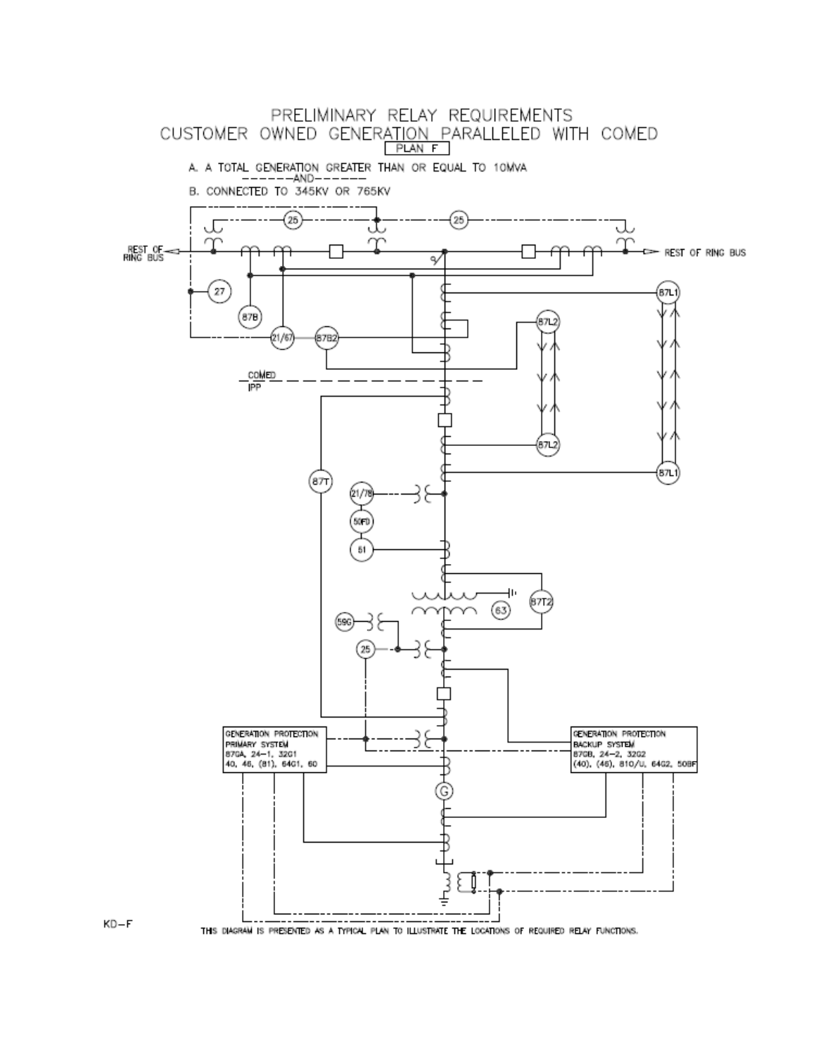# PRELIMINARY RELAY REQUIREMENTS
# CUSTOMER OWNED GENERATION PARALLELED WITH COMED

PLAN F

A. A TOTAL GENERATION GREATER THAN OR EQUAL TO 10MVA

-------AND-------

B. CONNECTED TO 345KV OR 765KV

REST OF RING BUS

REST OF RING BUS

25

25

27

87B

21/67

87B2

87L1

87L2

COMED

IPP

87L2

87L1

87T

21/78

50FD

51

63

87T2

59G

25

GENERATION PROTECTION
PRIMARY SYSTEM
87GA, 24-1, 32G1
40, 46, (81), 64G1, 60

GENERATION PROTECTION
BACKUP SYSTEM
87GB, 24-2, 32G2
(40), (46), 81O/U, 64G2, 50BF

G

KD-F

THIS DIAGRAM IS PRESENTED AS A TYPICAL PLAN TO ILLUSTRATE THE LOCATIONS OF REQUIRED RELAY FUNCTIONS.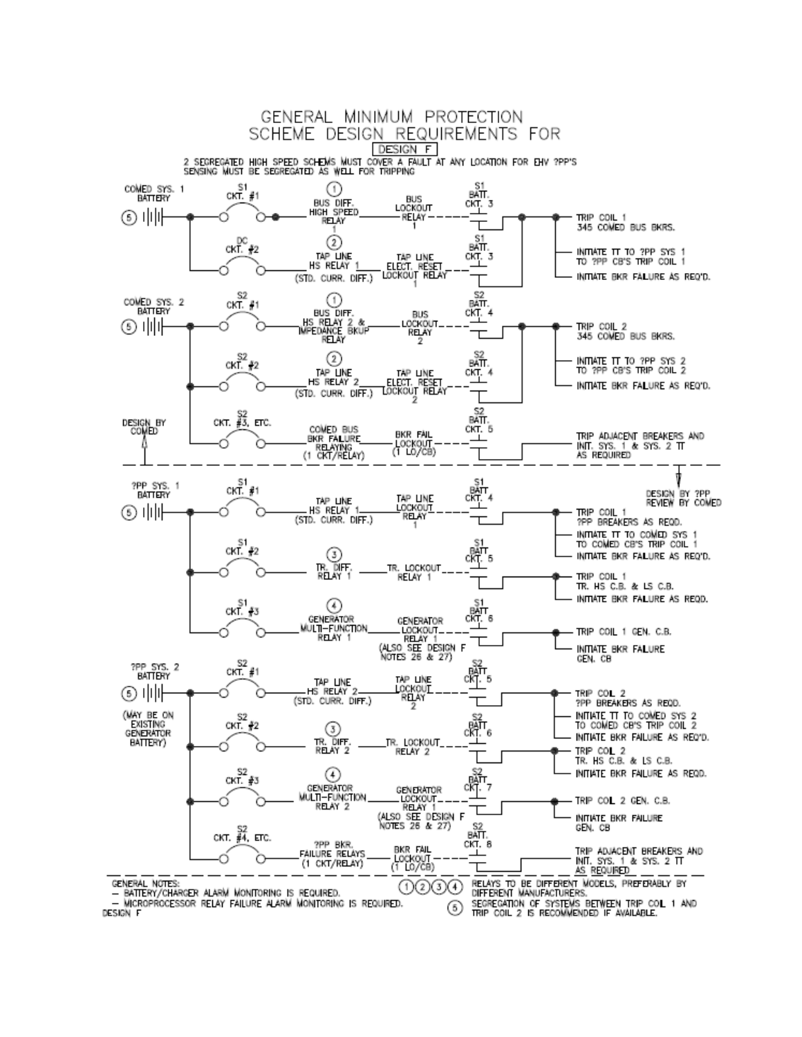# GENERAL MINIMUM PROTECTION SCHEME DESIGN REQUIREMENTS FOR

DESIGN F

2 SEGREGATED HIGH SPEED SCHEMS MUST COVER A FAULT AT ANY LOCATION FOR EHV ?PP'S SENSING MUST BE SEGREGATED AS WELL FOR TRIPPING

## DESIGN BY COMED

**COMED SYS. 1 BATTERY** ⑤

| DC Circuit | Relay | Lockout | Battery Circuit | Trip Outputs |
|---|---|---|---|---|
| S1 CKT. #1 | ① BUS DIFF. HIGH SPEED RELAY 1 | BUS LOCKOUT RELAY 1 | S1 BATT. CKT. 3 | TRIP COIL 1 345 COMED BUS BKRS.; INITIATE TT TO ?PP SYS 1 TO ?PP CB'S TRIP COIL 1; INITIATE BKR FAILURE AS REQ'D. |
| DC CKT. #2 | ② TAP LINE HS RELAY 1 (STD. CURR. DIFF.) | TAP LINE ELECT. RESET LOCKOUT RELAY 1 | S1 BATT. CKT. 3 | |

**COMED SYS. 2 BATTERY** ⑤

| DC Circuit | Relay | Lockout | Battery Circuit | Trip Outputs |
|---|---|---|---|---|
| S2 CKT. #1 | ① BUS DIFF. HS RELAY 2 & IMPEDANCE BKUP RELAY | BUS LOCKOUT RELAY 2 | S2 BATT. CKT. 4 | TRIP COIL 2 345 COMED BUS BKRS.; INITIATE TT TO ?PP SYS 2 TO ?PP CB'S TRIP COIL 2; INITIATE BKR FAILURE AS REQ'D. |
| S2 CKT. #2 | ② TAP LINE HS RELAY 2 (STD. CURR. DIFF.) | TAP LINE ELECT. RESET LOCKOUT RELAY 2 | S2 BATT. CKT. 4 | |
| S2 CKT. #3, ETC. | COMED BUS BKR FAILURE RELAYING (1 CKT/RELAY) | BKR FAIL LOCKOUT (1 LO/CB) | S2 BATT. CKT. 5 | TRIP ADJACENT BREAKERS AND INIT. SYS. 1 & SYS. 2 TT AS REQUIRED |

## DESIGN BY ?PP REVIEW BY COMED

**?PP SYS. 1 BATTERY** ⑤

| DC Circuit | Relay | Lockout | Battery Circuit | Trip Outputs |
|---|---|---|---|---|
| S1 CKT. #1 | TAP LINE HS RELAY 1 (STD. CURR. DIFF.) | TAP LINE LOCKOUT RELAY 1 | S1 BATT CKT. 4 | TRIP COIL 1 ?PP BREAKERS AS REQD.; INITIATE TT TO COMED SYS 1 TO COMED CB'S TRIP COIL 1; INITIATE BKR FAILURE AS REQ'D. |
| S1 CKT. #2 | ③ TR. DIFF. RELAY 1 | TR. LOCKOUT RELAY 1 | S1 BATT CKT. 5 | TRIP COIL 1 TR. HS C.B. & LS C.B.; INITIATE BKR FAILURE AS REQD. |
| S1 CKT. #3 | ④ GENERATOR MULTI-FUNCTION RELAY 1 | GENERATOR LOCKOUT RELAY 1 (ALSO SEE DESIGN F NOTES 26 & 27) | S1 BATT CKT. 6 | TRIP COIL 1 GEN. C.B.; INITIATE BKR FAILURE GEN. CB |

**?PP SYS. 2 BATTERY** ⑤ (MAY BE ON EXISTING GENERATOR BATTERY)

| DC Circuit | Relay | Lockout | Battery Circuit | Trip Outputs |
|---|---|---|---|---|
| S2 CKT. #1 | TAP LINE HS RELAY 2 (STD. CURR. DIFF.) | TAP LINE LOCKOUT RELAY 2 | S2 BATT CKT. 5 | TRIP COIL 2 ?PP BREAKERS AS REQD.; INITIATE TT TO COMED SYS 2 TO COMED CB'S TRIP COIL 2; INITIATE BKR FAILURE AS REQ'D. |
| S2 CKT. #2 | ③ TR. DIFF. RELAY 2 | TR. LOCKOUT RELAY 2 | S2 BATT CKT. 6 | TRIP COIL 2 TR. HS C.B. & LS C.B.; INITIATE BKR FAILURE AS REQD. |
| S2 CKT. #3 | ④ GENERATOR MULTI-FUNCTION RELAY 2 | GENERATOR LOCKOUT RELAY 1 (ALSO SEE DESIGN F NOTES 26 & 27) | S2 BATT CKT. 7 | TRIP COIL 2 GEN. C.B.; INITIATE BKR FAILURE GEN. CB |
| S2 CKT. #4, ETC. | ?PP BKR. FAILURE RELAYS (1 CKT/RELAY) | BKR FAIL LOCKOUT (1 LO/CB) | S2 BATT. CKT. 8 | TRIP ADJACENT BREAKERS AND INIT. SYS. 1 & SYS. 2 TT AS REQUIRED |

GENERAL NOTES:

- BATTERY/CHARGER ALARM MONITORING IS REQUIRED.
- MICROPROCESSOR RELAY FAILURE ALARM MONITORING IS REQUIRED.

①②③④ RELAYS TO BE DIFFERENT MODELS, PREFERABLY BY DIFFERENT MANUFACTURERS.

⑤ SEGREGATION OF SYSTEMS BETWEEN TRIP COIL 1 AND TRIP COIL 2 IS RECOMMENDED IF AVAILABLE.

DESIGN F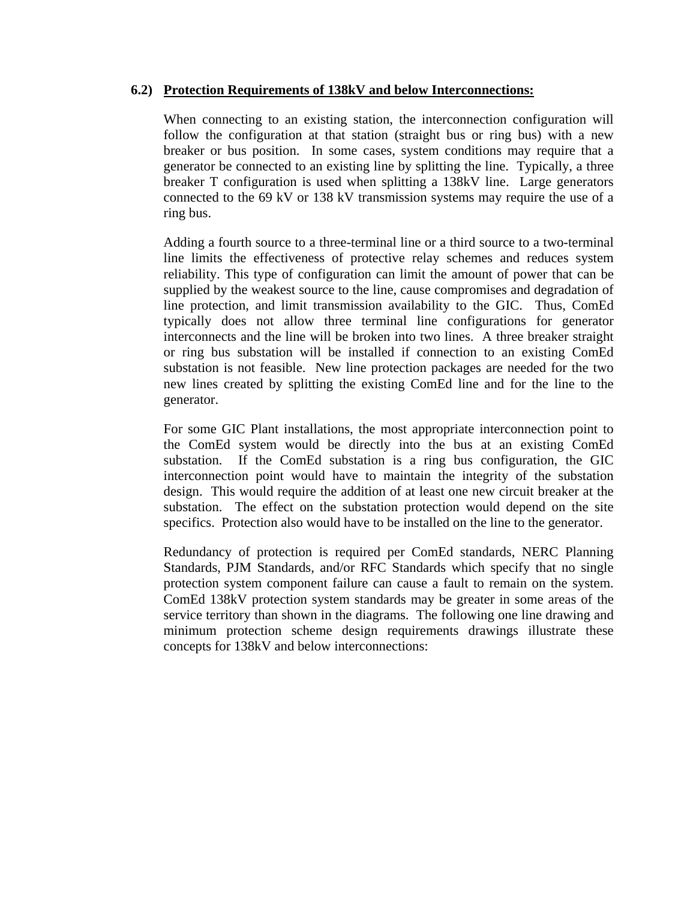### 6.2) Protection Requirements of 138kV and below Interconnections:

When connecting to an existing station, the interconnection configuration will follow the configuration at that station (straight bus or ring bus) with a new breaker or bus position. In some cases, system conditions may require that a generator be connected to an existing line by splitting the line. Typically, a three breaker T configuration is used when splitting a 138kV line. Large generators connected to the 69 kV or 138 kV transmission systems may require the use of a ring bus.

Adding a fourth source to a three-terminal line or a third source to a two-terminal line limits the effectiveness of protective relay schemes and reduces system reliability. This type of configuration can limit the amount of power that can be supplied by the weakest source to the line, cause compromises and degradation of line protection, and limit transmission availability to the GIC. Thus, ComEd typically does not allow three terminal line configurations for generator interconnects and the line will be broken into two lines. A three breaker straight or ring bus substation will be installed if connection to an existing ComEd substation is not feasible. New line protection packages are needed for the two new lines created by splitting the existing ComEd line and for the line to the generator.

For some GIC Plant installations, the most appropriate interconnection point to the ComEd system would be directly into the bus at an existing ComEd substation. If the ComEd substation is a ring bus configuration, the GIC interconnection point would have to maintain the integrity of the substation design. This would require the addition of at least one new circuit breaker at the substation. The effect on the substation protection would depend on the site specifics. Protection also would have to be installed on the line to the generator.

Redundancy of protection is required per ComEd standards, NERC Planning Standards, PJM Standards, and/or RFC Standards which specify that no single protection system component failure can cause a fault to remain on the system. ComEd 138kV protection system standards may be greater in some areas of the service territory than shown in the diagrams. The following one line drawing and minimum protection scheme design requirements drawings illustrate these concepts for 138kV and below interconnections: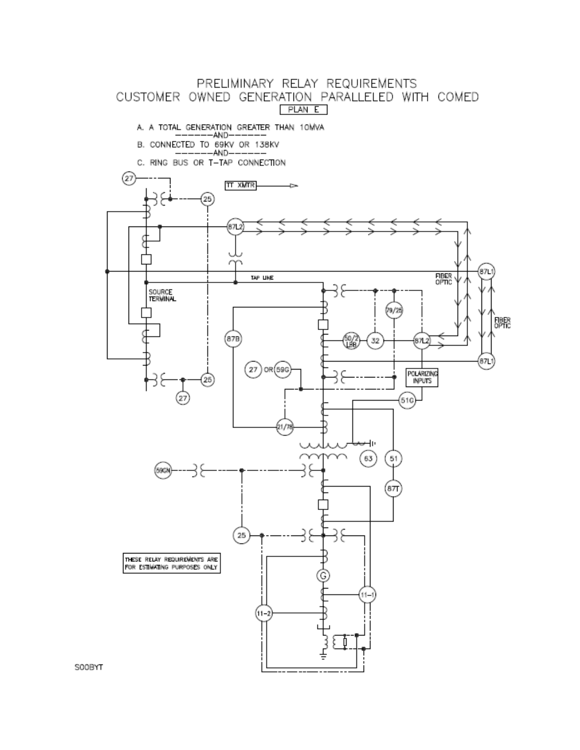# PRELIMINARY RELAY REQUIREMENTS
# CUSTOMER OWNED GENERATION PARALLELED WITH COMED

**PLAN E**

A. A TOTAL GENERATION GREATER THAN 10MVA

——AND——

B. CONNECTED TO 69KV OR 138KV

——AND——

C. RING BUS OR T-TAP CONNECTION

27, 25, TT XMTR, 87L2, 87L1, FIBER OPTIC, TAP LINE, SOURCE TERMINAL, 79/25, 87B, 50/2 LBB, 32, 87L2, 87L1, FIBER OPTIC, 27 OR 59G, 25, 27, POLARIZING INPUTS, 51G, 21/78, 63, 51, 59GN, 87T, 25, G, 11-1, 11-2

THESE RELAY REQUIREMENTS ARE FOR ESTIMATING PURPOSES ONLY

S00BYT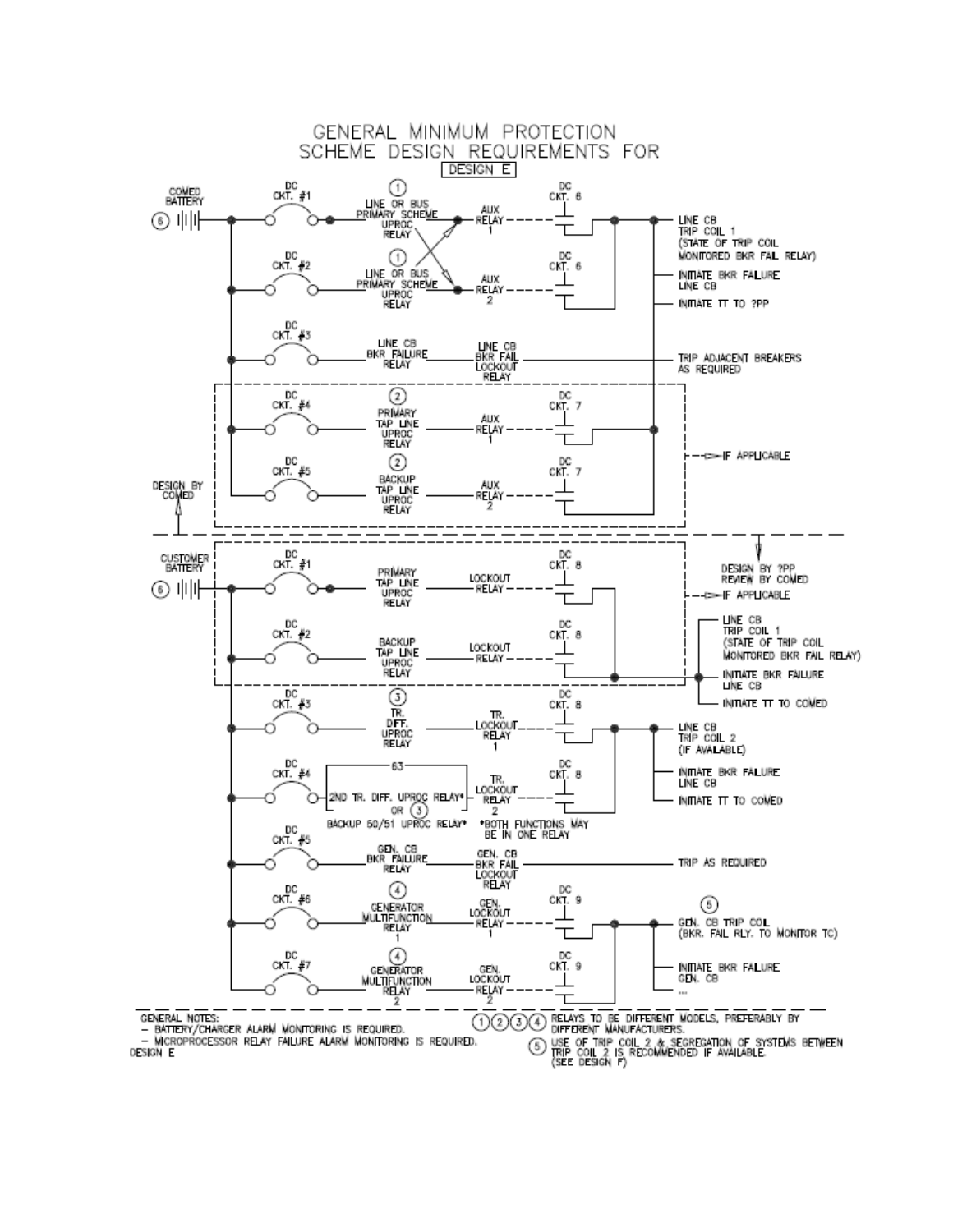# GENERAL MINIMUM PROTECTION SCHEME DESIGN REQUIREMENTS FOR DESIGN E

COMED BATTERY ⑥

DC CKT. #1 — ① LINE OR BUS PRIMARY SCHEME UPROC RELAY — AUX RELAY 1 — DC CKT. 6

DC CKT. #2 — ① LINE OR BUS PRIMARY SCHEME UPROC RELAY — AUX RELAY 2 — DC CKT. 6

- LINE CB TRIP COIL 1 (STATE OF TRIP COIL MONITORED BKR FAIL RELAY)
- INITIATE BKR FAILURE LINE CB
- INITIATE TT TO ?PP

DC CKT. #3 — LINE CB BKR FAILURE RELAY — LINE CB BKR FAIL LOCKOUT RELAY — TRIP ADJACENT BREAKERS AS REQUIRED

DC CKT. #4 — ② PRIMARY TAP LINE UPROC RELAY — AUX RELAY 1 — DC CKT. 7

DC CKT. #5 — ② BACKUP TAP LINE UPROC RELAY — AUX RELAY 2 — DC CKT. 7

IF APPLICABLE

DESIGN BY COMED

DESIGN BY ?PP REVIEW BY COMED

CUSTOMER BATTERY ⑥

DC CKT. #1 — PRIMARY TAP LINE UPROC RELAY — LOCKOUT RELAY — DC CKT. 8

DC CKT. #2 — BACKUP TAP LINE UPROC RELAY — LOCKOUT RELAY — DC CKT. 8

IF APPLICABLE

- LINE CB TRIP COIL 1 (STATE OF TRIP COIL MONITORED BKR FAIL RELAY)
- INITIATE BKR FAILURE LINE CB
- INITIATE TT TO COMED

DC CKT. #3 — ③ TR. DIFF. UPROC RELAY — TR. LOCKOUT RELAY 1 — DC CKT. 8

DC CKT. #4 — 63 / 2ND TR. DIFF. UPROC RELAY* OR ③ BACKUP 50/51 UPROC RELAY* — TR. LOCKOUT RELAY 2 — DC CKT. 8

*BOTH FUNCTIONS MAY BE IN ONE RELAY

- LINE CB TRIP COIL 2 (IF AVAILABLE)
- INITIATE BKR FAILURE LINE CB
- INITIATE TT TO COMED

DC CKT. #5 — GEN. CB BKR FAILURE RELAY — GEN. CB BKR FAIL LOCKOUT RELAY — TRIP AS REQUIRED

DC CKT. #6 — ④ GENERATOR MULTIFUNCTION RELAY 1 — GEN. LOCKOUT RELAY 1 — DC CKT. 9

DC CKT. #7 — ④ GENERATOR MULTIFUNCTION RELAY 2 — GEN. LOCKOUT RELAY 2 — DC CKT. 9

- ⑤ GEN. CB TRIP COIL (BKR. FAIL RLY. TO MONITOR TC)
- INITIATE BKR FAILURE GEN. CB
- ...

GENERAL NOTES:
- BATTERY/CHARGER ALARM MONITORING IS REQUIRED.
- MICROPROCESSOR RELAY FAILURE ALARM MONITORING IS REQUIRED.

DESIGN E

①②③④ RELAYS TO BE DIFFERENT MODELS, PREFERABLY BY DIFFERENT MANUFACTURERS.

⑤ USE OF TRIP COIL 2 & SEGREGATION OF SYSTEMS BETWEEN TRIP COIL 2 IS RECOMMENDED IF AVAILABLE. (SEE DESIGN F)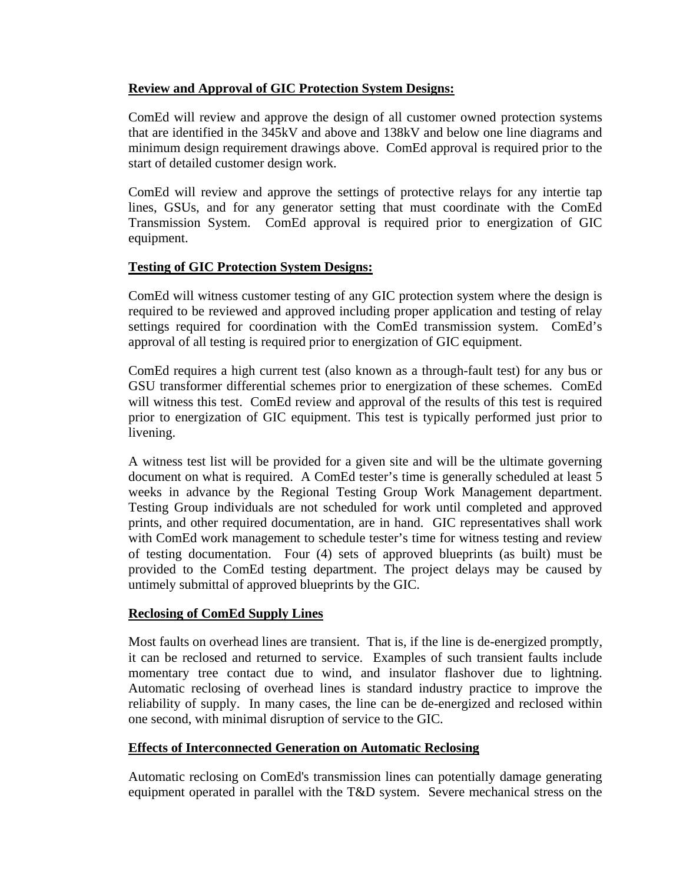**Review and Approval of GIC Protection System Designs:**

ComEd will review and approve the design of all customer owned protection systems that are identified in the 345kV and above and 138kV and below one line diagrams and minimum design requirement drawings above. ComEd approval is required prior to the start of detailed customer design work.

ComEd will review and approve the settings of protective relays for any intertie tap lines, GSUs, and for any generator setting that must coordinate with the ComEd Transmission System. ComEd approval is required prior to energization of GIC equipment.

**Testing of GIC Protection System Designs:**

ComEd will witness customer testing of any GIC protection system where the design is required to be reviewed and approved including proper application and testing of relay settings required for coordination with the ComEd transmission system. ComEd's approval of all testing is required prior to energization of GIC equipment.

ComEd requires a high current test (also known as a through-fault test) for any bus or GSU transformer differential schemes prior to energization of these schemes. ComEd will witness this test. ComEd review and approval of the results of this test is required prior to energization of GIC equipment. This test is typically performed just prior to livening.

A witness test list will be provided for a given site and will be the ultimate governing document on what is required. A ComEd tester's time is generally scheduled at least 5 weeks in advance by the Regional Testing Group Work Management department. Testing Group individuals are not scheduled for work until completed and approved prints, and other required documentation, are in hand. GIC representatives shall work with ComEd work management to schedule tester's time for witness testing and review of testing documentation. Four (4) sets of approved blueprints (as built) must be provided to the ComEd testing department. The project delays may be caused by untimely submittal of approved blueprints by the GIC.

**Reclosing of ComEd Supply Lines**

Most faults on overhead lines are transient. That is, if the line is de-energized promptly, it can be reclosed and returned to service. Examples of such transient faults include momentary tree contact due to wind, and insulator flashover due to lightning. Automatic reclosing of overhead lines is standard industry practice to improve the reliability of supply. In many cases, the line can be de-energized and reclosed within one second, with minimal disruption of service to the GIC.

**Effects of Interconnected Generation on Automatic Reclosing**

Automatic reclosing on ComEd's transmission lines can potentially damage generating equipment operated in parallel with the T&D system. Severe mechanical stress on the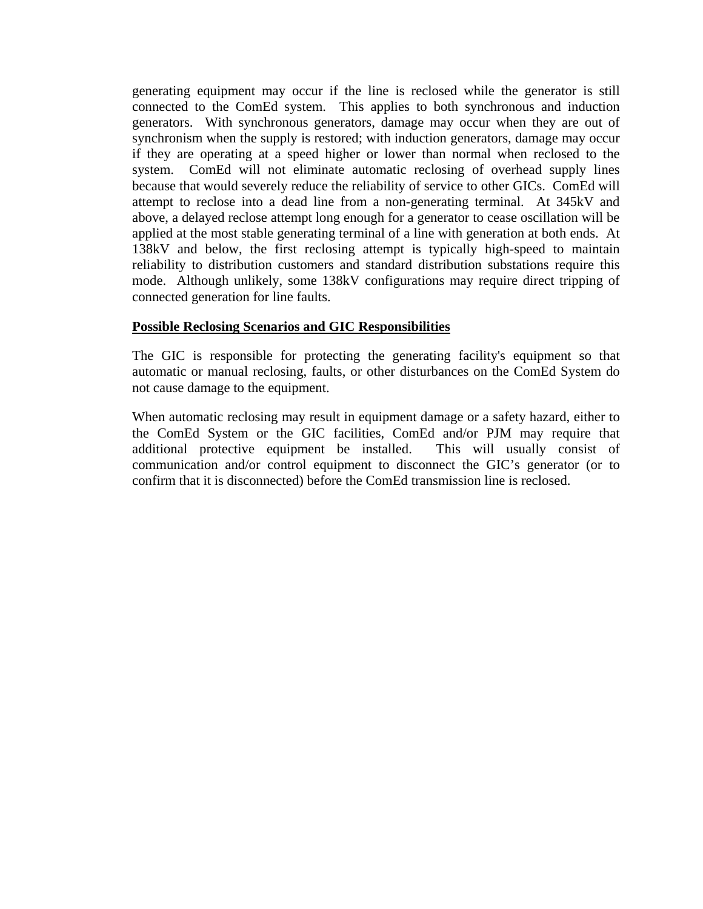generating equipment may occur if the line is reclosed while the generator is still connected to the ComEd system. This applies to both synchronous and induction generators. With synchronous generators, damage may occur when they are out of synchronism when the supply is restored; with induction generators, damage may occur if they are operating at a speed higher or lower than normal when reclosed to the system. ComEd will not eliminate automatic reclosing of overhead supply lines because that would severely reduce the reliability of service to other GICs. ComEd will attempt to reclose into a dead line from a non-generating terminal. At 345kV and above, a delayed reclose attempt long enough for a generator to cease oscillation will be applied at the most stable generating terminal of a line with generation at both ends. At 138kV and below, the first reclosing attempt is typically high-speed to maintain reliability to distribution customers and standard distribution substations require this mode. Although unlikely, some 138kV configurations may require direct tripping of connected generation for line faults.

**Possible Reclosing Scenarios and GIC Responsibilities**

The GIC is responsible for protecting the generating facility's equipment so that automatic or manual reclosing, faults, or other disturbances on the ComEd System do not cause damage to the equipment.

When automatic reclosing may result in equipment damage or a safety hazard, either to the ComEd System or the GIC facilities, ComEd and/or PJM may require that additional protective equipment be installed. This will usually consist of communication and/or control equipment to disconnect the GIC's generator (or to confirm that it is disconnected) before the ComEd transmission line is reclosed.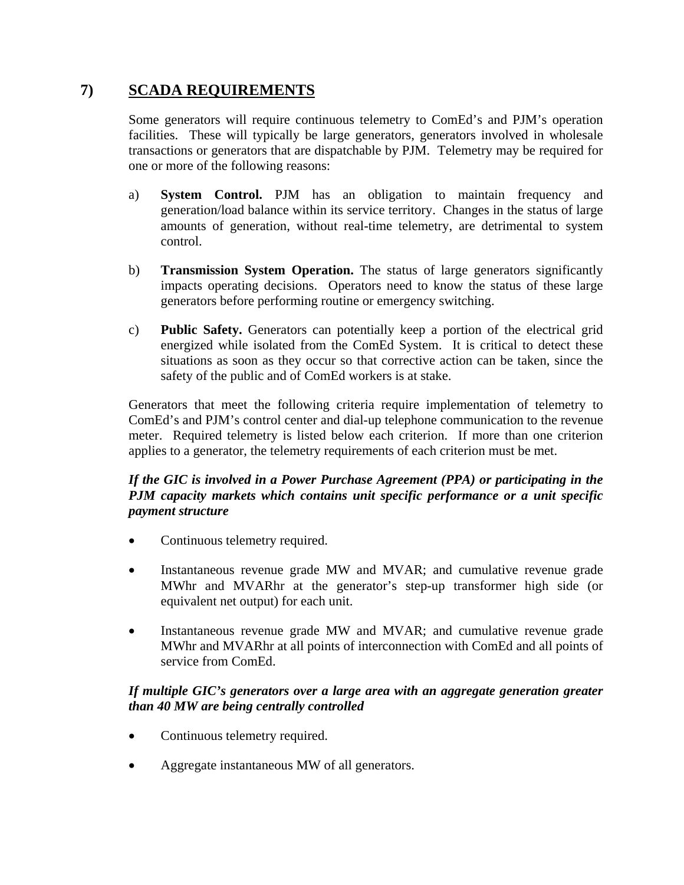## 7) SCADA REQUIREMENTS

Some generators will require continuous telemetry to ComEd's and PJM's operation facilities. These will typically be large generators, generators involved in wholesale transactions or generators that are dispatchable by PJM. Telemetry may be required for one or more of the following reasons:

a) **System Control.** PJM has an obligation to maintain frequency and generation/load balance within its service territory. Changes in the status of large amounts of generation, without real-time telemetry, are detrimental to system control.

b) **Transmission System Operation.** The status of large generators significantly impacts operating decisions. Operators need to know the status of these large generators before performing routine or emergency switching.

c) **Public Safety.** Generators can potentially keep a portion of the electrical grid energized while isolated from the ComEd System. It is critical to detect these situations as soon as they occur so that corrective action can be taken, since the safety of the public and of ComEd workers is at stake.

Generators that meet the following criteria require implementation of telemetry to ComEd's and PJM's control center and dial-up telephone communication to the revenue meter. Required telemetry is listed below each criterion. If more than one criterion applies to a generator, the telemetry requirements of each criterion must be met.

***If the GIC is involved in a Power Purchase Agreement (PPA) or participating in the PJM capacity markets which contains unit specific performance or a unit specific payment structure***

- Continuous telemetry required.
- Instantaneous revenue grade MW and MVAR; and cumulative revenue grade MWhr and MVARhr at the generator's step-up transformer high side (or equivalent net output) for each unit.
- Instantaneous revenue grade MW and MVAR; and cumulative revenue grade MWhr and MVARhr at all points of interconnection with ComEd and all points of service from ComEd.

***If multiple GIC's generators over a large area with an aggregate generation greater than 40 MW are being centrally controlled***

- Continuous telemetry required.
- Aggregate instantaneous MW of all generators.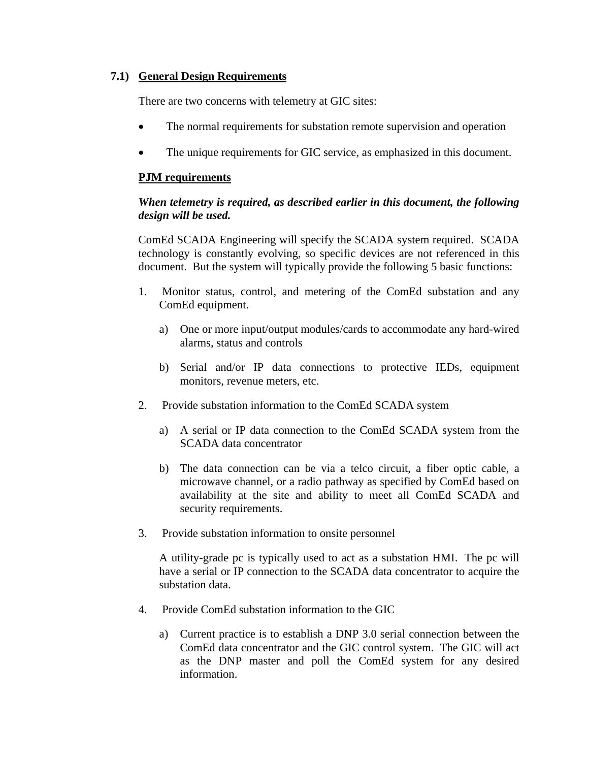### 7.1) General Design Requirements

There are two concerns with telemetry at GIC sites:

- The normal requirements for substation remote supervision and operation
- The unique requirements for GIC service, as emphasized in this document.

**PJM requirements**

***When telemetry is required, as described earlier in this document, the following design will be used.***

ComEd SCADA Engineering will specify the SCADA system required. SCADA technology is constantly evolving, so specific devices are not referenced in this document. But the system will typically provide the following 5 basic functions:

1. Monitor status, control, and metering of the ComEd substation and any ComEd equipment.

   a) One or more input/output modules/cards to accommodate any hard-wired alarms, status and controls

   b) Serial and/or IP data connections to protective IEDs, equipment monitors, revenue meters, etc.

2. Provide substation information to the ComEd SCADA system

   a) A serial or IP data connection to the ComEd SCADA system from the SCADA data concentrator

   b) The data connection can be via a telco circuit, a fiber optic cable, a microwave channel, or a radio pathway as specified by ComEd based on availability at the site and ability to meet all ComEd SCADA and security requirements.

3. Provide substation information to onsite personnel

   A utility-grade pc is typically used to act as a substation HMI. The pc will have a serial or IP connection to the SCADA data concentrator to acquire the substation data.

4. Provide ComEd substation information to the GIC

   a) Current practice is to establish a DNP 3.0 serial connection between the ComEd data concentrator and the GIC control system. The GIC will act as the DNP master and poll the ComEd system for any desired information.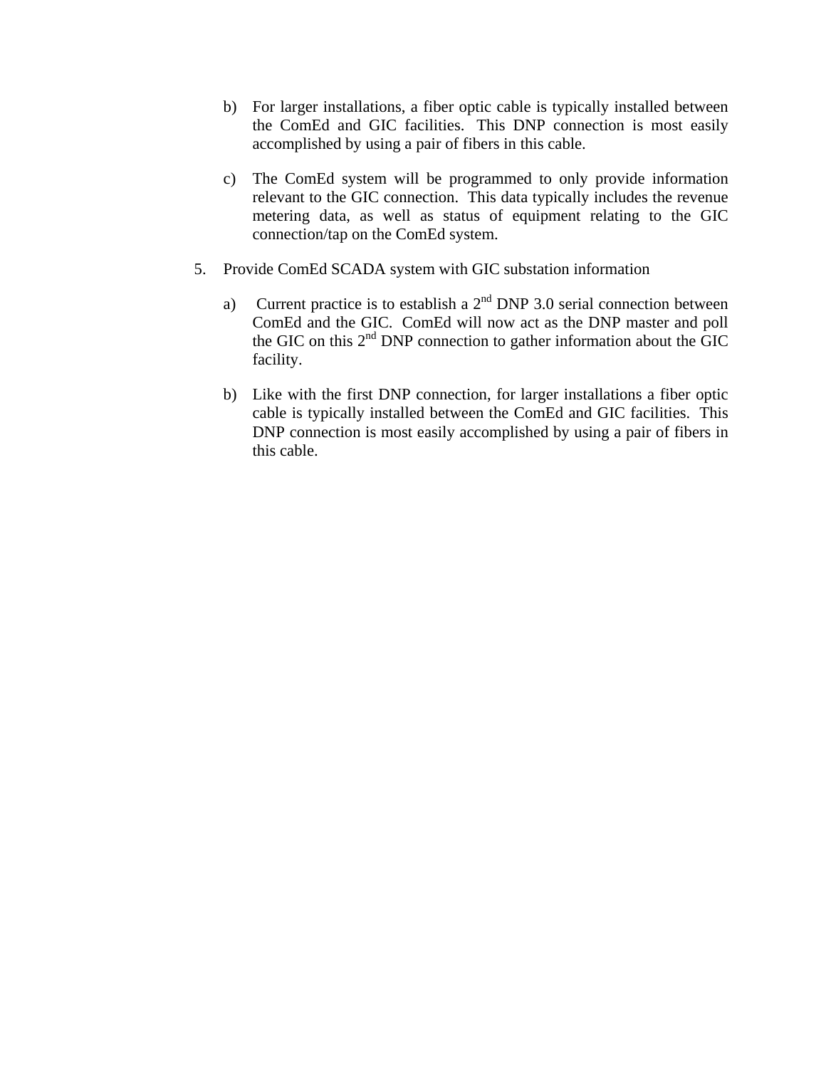b) For larger installations, a fiber optic cable is typically installed between the ComEd and GIC facilities. This DNP connection is most easily accomplished by using a pair of fibers in this cable.

c) The ComEd system will be programmed to only provide information relevant to the GIC connection. This data typically includes the revenue metering data, as well as status of equipment relating to the GIC connection/tap on the ComEd system.

5. Provide ComEd SCADA system with GIC substation information

   a) Current practice is to establish a 2nd DNP 3.0 serial connection between ComEd and the GIC. ComEd will now act as the DNP master and poll the GIC on this 2nd DNP connection to gather information about the GIC facility.

   b) Like with the first DNP connection, for larger installations a fiber optic cable is typically installed between the ComEd and GIC facilities. This DNP connection is most easily accomplished by using a pair of fibers in this cable.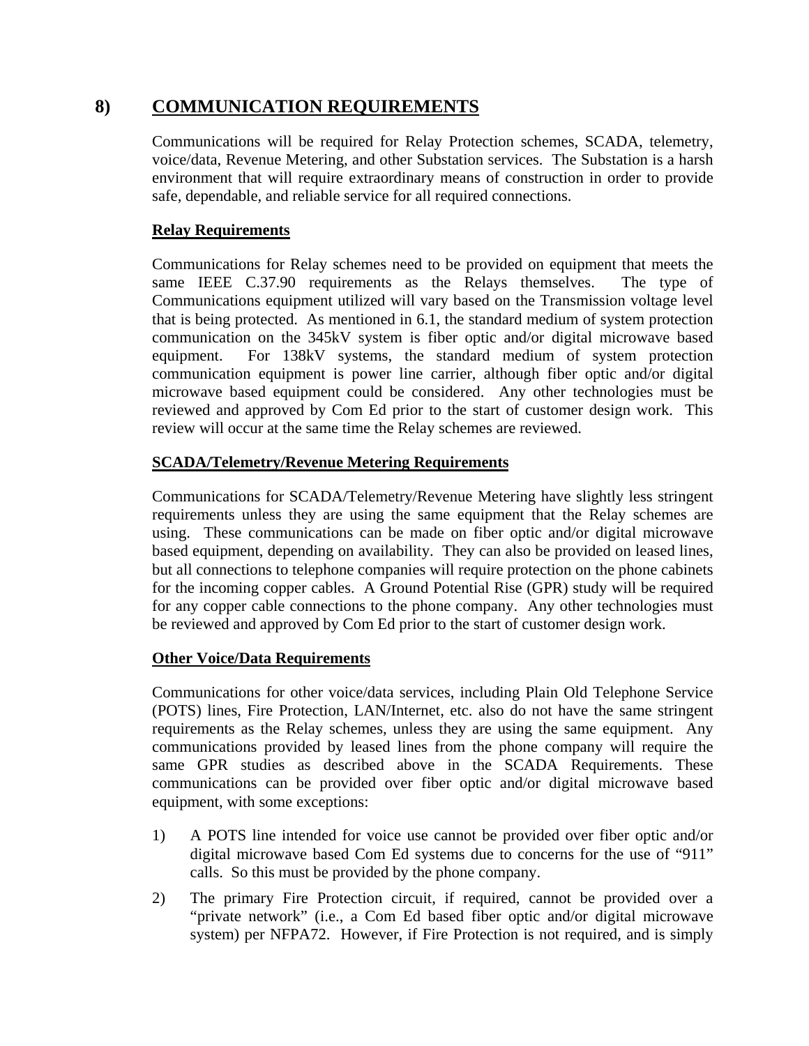# 8) COMMUNICATION REQUIREMENTS

Communications will be required for Relay Protection schemes, SCADA, telemetry, voice/data, Revenue Metering, and other Substation services. The Substation is a harsh environment that will require extraordinary means of construction in order to provide safe, dependable, and reliable service for all required connections.

**Relay Requirements**

Communications for Relay schemes need to be provided on equipment that meets the same IEEE C.37.90 requirements as the Relays themselves. The type of Communications equipment utilized will vary based on the Transmission voltage level that is being protected. As mentioned in 6.1, the standard medium of system protection communication on the 345kV system is fiber optic and/or digital microwave based equipment. For 138kV systems, the standard medium of system protection communication equipment is power line carrier, although fiber optic and/or digital microwave based equipment could be considered. Any other technologies must be reviewed and approved by Com Ed prior to the start of customer design work. This review will occur at the same time the Relay schemes are reviewed.

**SCADA/Telemetry/Revenue Metering Requirements**

Communications for SCADA/Telemetry/Revenue Metering have slightly less stringent requirements unless they are using the same equipment that the Relay schemes are using. These communications can be made on fiber optic and/or digital microwave based equipment, depending on availability. They can also be provided on leased lines, but all connections to telephone companies will require protection on the phone cabinets for the incoming copper cables. A Ground Potential Rise (GPR) study will be required for any copper cable connections to the phone company. Any other technologies must be reviewed and approved by Com Ed prior to the start of customer design work.

**Other Voice/Data Requirements**

Communications for other voice/data services, including Plain Old Telephone Service (POTS) lines, Fire Protection, LAN/Internet, etc. also do not have the same stringent requirements as the Relay schemes, unless they are using the same equipment. Any communications provided by leased lines from the phone company will require the same GPR studies as described above in the SCADA Requirements. These communications can be provided over fiber optic and/or digital microwave based equipment, with some exceptions:

1) A POTS line intended for voice use cannot be provided over fiber optic and/or digital microwave based Com Ed systems due to concerns for the use of "911" calls. So this must be provided by the phone company.

2) The primary Fire Protection circuit, if required, cannot be provided over a "private network" (i.e., a Com Ed based fiber optic and/or digital microwave system) per NFPA72. However, if Fire Protection is not required, and is simply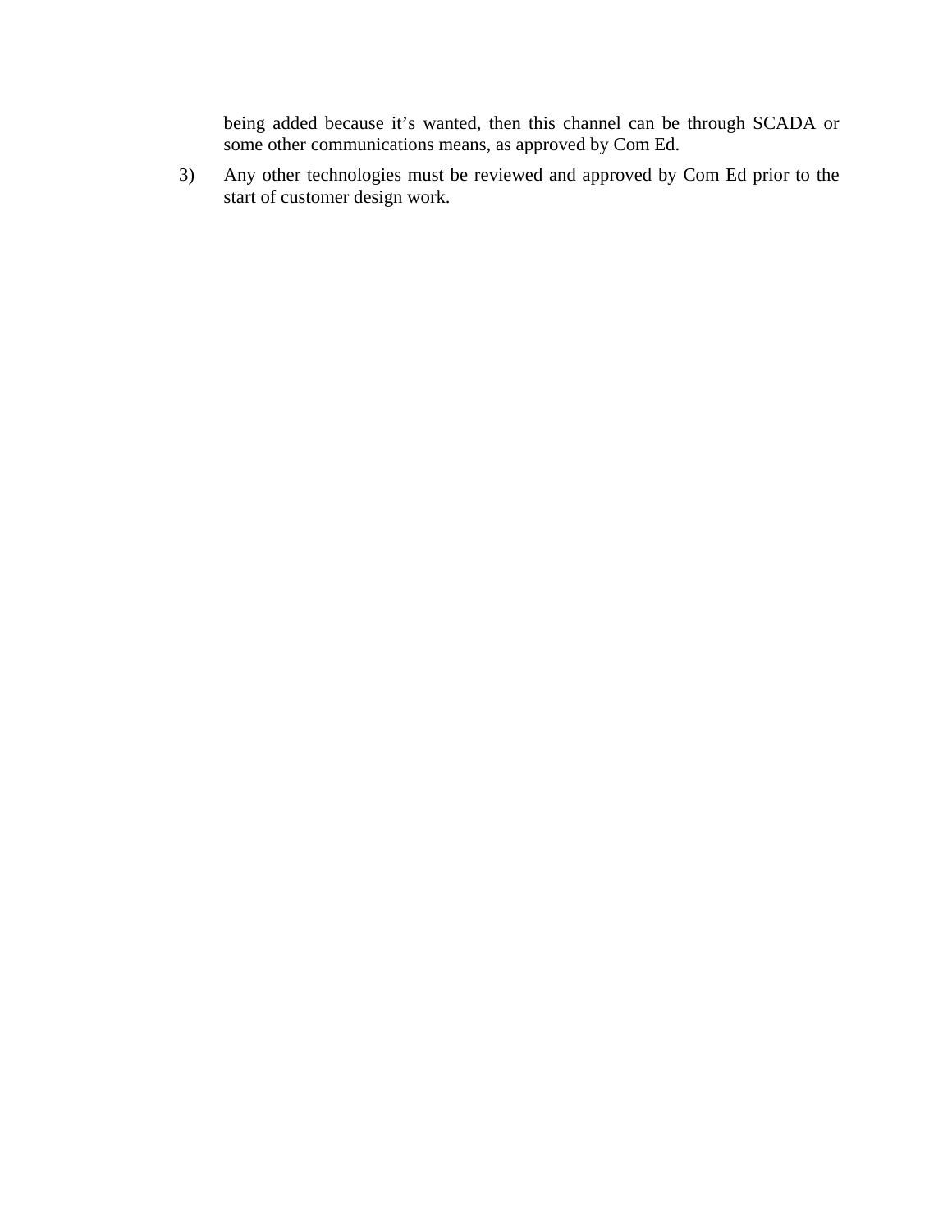being added because it's wanted, then this channel can be through SCADA or some other communications means, as approved by Com Ed.

3) Any other technologies must be reviewed and approved by Com Ed prior to the start of customer design work.